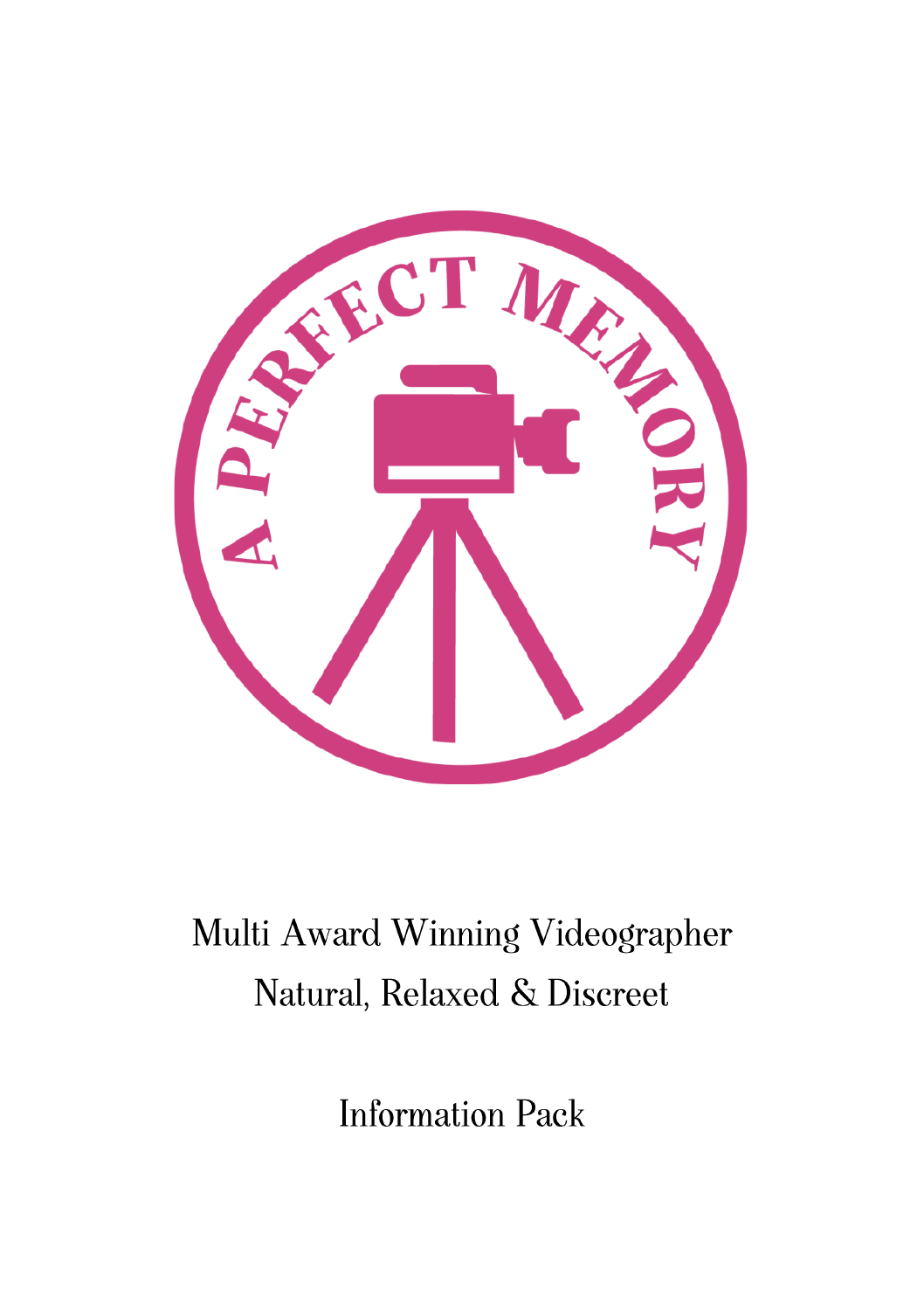A PERFECT MEMORY

Multi Award Winning Videographer

Natural, Relaxed & Discreet

Information Pack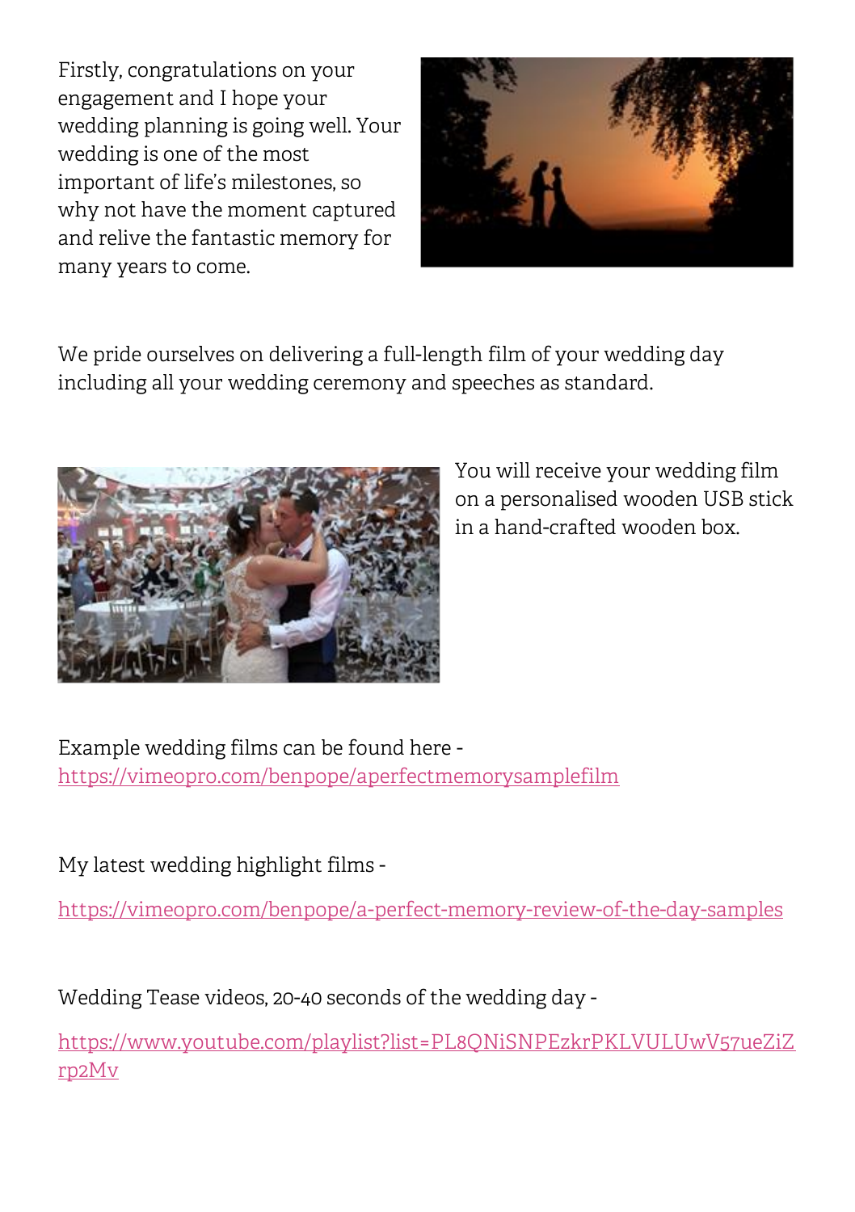Firstly, congratulations on your engagement and I hope your wedding planning is going well. Your wedding is one of the most important of life's milestones, so why not have the moment captured and relive the fantastic memory for many years to come.

We pride ourselves on delivering a full-length film of your wedding day including all your wedding ceremony and speeches as standard.

You will receive your wedding film on a personalised wooden USB stick in a hand-crafted wooden box.

Example wedding films can be found here - [https://vimeopro.com/benpope/aperfectmemorysamplefilm](https://vimeopro.com/benpope/aperfectmemorysamplefilm)

My latest wedding highlight films -

[https://vimeopro.com/benpope/a-perfect-memory-review-of-the-day-samples](https://vimeopro.com/benpope/a-perfect-memory-review-of-the-day-samples)

Wedding Tease videos, 20-40 seconds of the wedding day -

[https://www.youtube.com/playlist?list=PL8QNiSNPEzkrPKLVULUwV57ueZiZrp2Mv](https://www.youtube.com/playlist?list=PL8QNiSNPEzkrPKLVULUwV57ueZiZrp2Mv)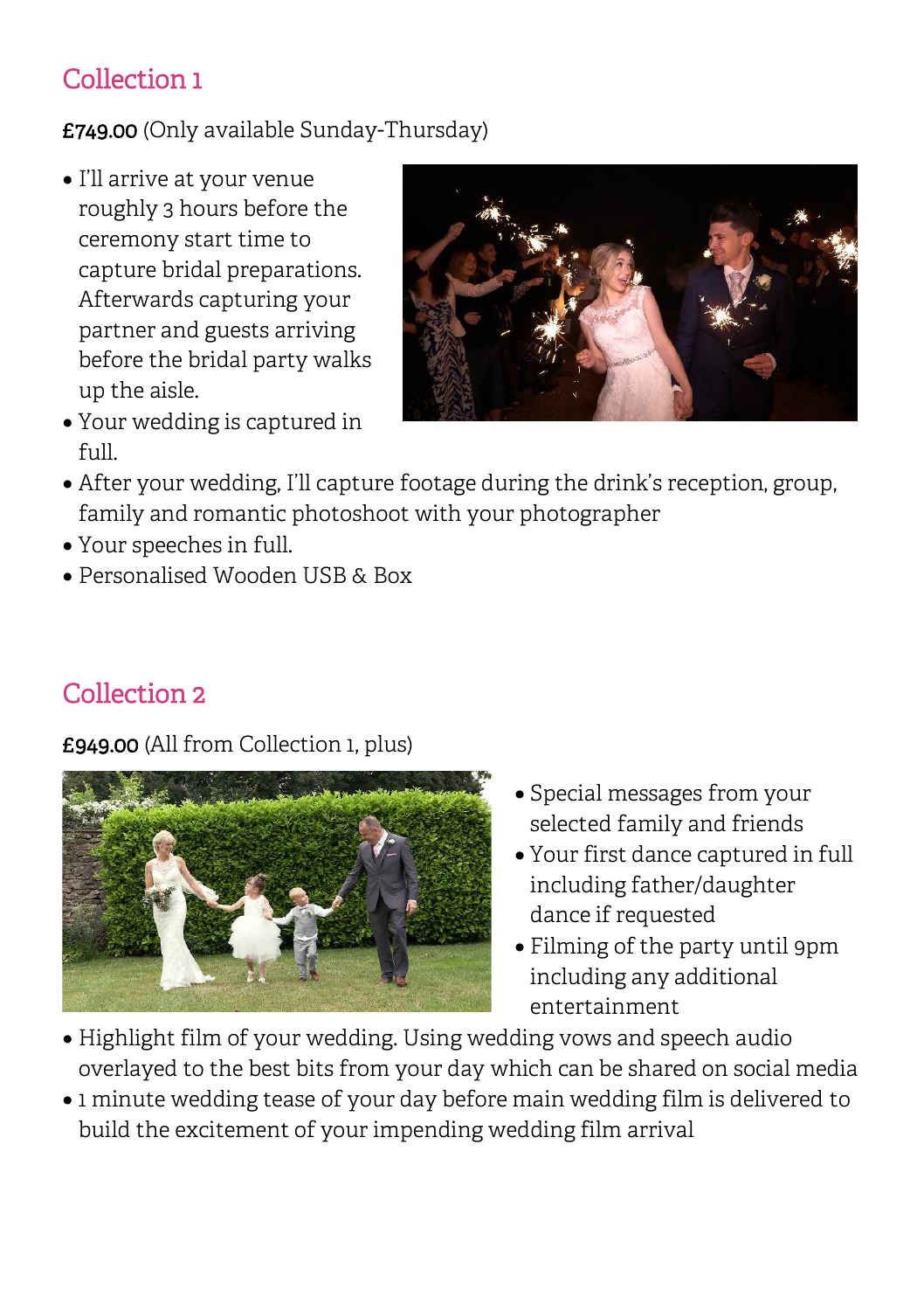## Collection 1

**£749.00** (Only available Sunday-Thursday)

- I'll arrive at your venue roughly 3 hours before the ceremony start time to capture bridal preparations. Afterwards capturing your partner and guests arriving before the bridal party walks up the aisle.
- Your wedding is captured in full.
- After your wedding, I'll capture footage during the drink's reception, group, family and romantic photoshoot with your photographer
- Your speeches in full.
- Personalised Wooden USB & Box

## Collection 2

**£949.00** (All from Collection 1, plus)

- Special messages from your selected family and friends
- Your first dance captured in full including father/daughter dance if requested
- Filming of the party until 9pm including any additional entertainment
- Highlight film of your wedding. Using wedding vows and speech audio overlayed to the best bits from your day which can be shared on social media
- 1 minute wedding tease of your day before main wedding film is delivered to build the excitement of your impending wedding film arrival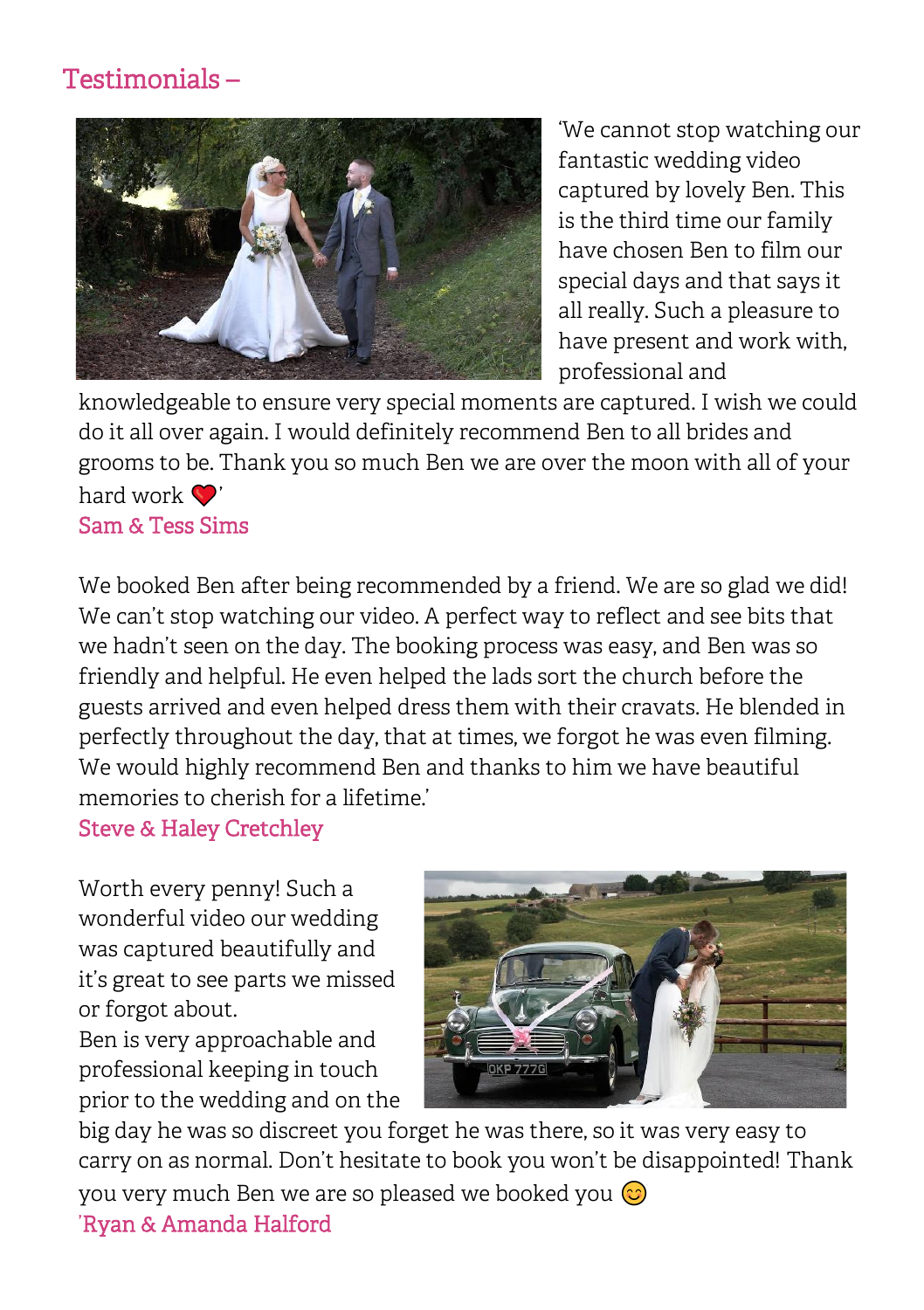## Testimonials –

'We cannot stop watching our fantastic wedding video captured by lovely Ben. This is the third time our family have chosen Ben to film our special days and that says it all really. Such a pleasure to have present and work with, professional and knowledgeable to ensure very special moments are captured. I wish we could do it all over again. I would definitely recommend Ben to all brides and grooms to be. Thank you so much Ben we are over the moon with all of your hard work ❤️'

Sam & Tess Sims

We booked Ben after being recommended by a friend. We are so glad we did! We can't stop watching our video. A perfect way to reflect and see bits that we hadn't seen on the day. The booking process was easy, and Ben was so friendly and helpful. He even helped the lads sort the church before the guests arrived and even helped dress them with their cravats. He blended in perfectly throughout the day, that at times, we forgot he was even filming. We would highly recommend Ben and thanks to him we have beautiful memories to cherish for a lifetime.'

Steve & Haley Cretchley

Worth every penny! Such a wonderful video our wedding was captured beautifully and it's great to see parts we missed or forgot about.
Ben is very approachable and professional keeping in touch prior to the wedding and on the big day he was so discreet you forget he was there, so it was very easy to carry on as normal. Don't hesitate to book you won't be disappointed! Thank you very much Ben we are so pleased we booked you 😊

'Ryan & Amanda Halford